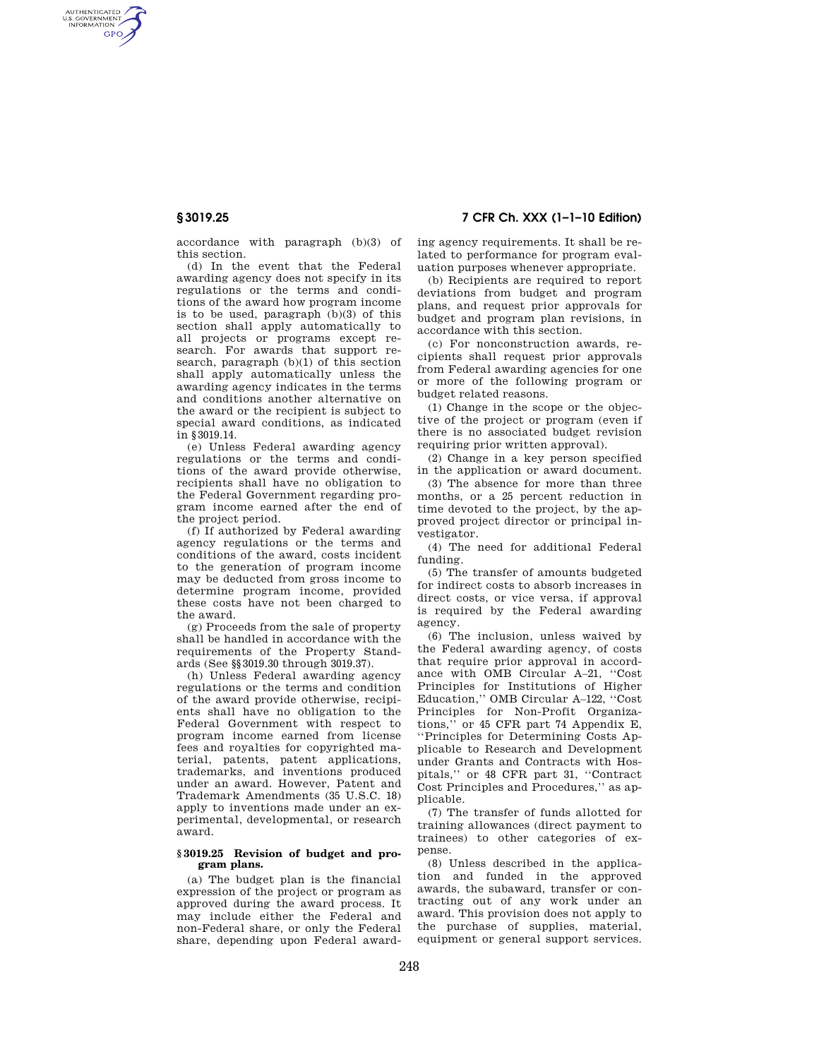accordance with paragraph (b)(3) of this section.

(d) In the event that the Federal awarding agency does not specify in its regulations or the terms and conditions of the award how program income is to be used, paragraph (b)(3) of this section shall apply automatically to all projects or programs except research. For awards that support research, paragraph (b)(1) of this section shall apply automatically unless the awarding agency indicates in the terms and conditions another alternative on the award or the recipient is subject to special award conditions, as indicated in §3019.14.

(e) Unless Federal awarding agency regulations or the terms and conditions of the award provide otherwise, recipients shall have no obligation to the Federal Government regarding program income earned after the end of the project period.

(f) If authorized by Federal awarding agency regulations or the terms and conditions of the award, costs incident to the generation of program income may be deducted from gross income to determine program income, provided these costs have not been charged to the award.

(g) Proceeds from the sale of property shall be handled in accordance with the requirements of the Property Standards (See §§3019.30 through 3019.37).

(h) Unless Federal awarding agency regulations or the terms and condition of the award provide otherwise, recipients shall have no obligation to the Federal Government with respect to program income earned from license fees and royalties for copyrighted material, patents, patent applications, trademarks, and inventions produced under an award. However, Patent and Trademark Amendments (35 U.S.C. 18) apply to inventions made under an experimental, developmental, or research award.

### § 3019.25 Revision of budget and program plans.

(a) The budget plan is the financial expression of the project or program as approved during the award process. It may include either the Federal and non-Federal share, or only the Federal share, depending upon Federal awarding agency requirements. It shall be related to performance for program evaluation purposes whenever appropriate.

(b) Recipients are required to report deviations from budget and program plans, and request prior approvals for budget and program plan revisions, in accordance with this section.

(c) For nonconstruction awards, recipients shall request prior approvals from Federal awarding agencies for one or more of the following program or budget related reasons.

(1) Change in the scope or the objective of the project or program (even if there is no associated budget revision requiring prior written approval).

(2) Change in a key person specified in the application or award document.

(3) The absence for more than three months, or a 25 percent reduction in time devoted to the project, by the approved project director or principal investigator.

(4) The need for additional Federal funding.

(5) The transfer of amounts budgeted for indirect costs to absorb increases in direct costs, or vice versa, if approval is required by the Federal awarding agency.

(6) The inclusion, unless waived by the Federal awarding agency, of costs that require prior approval in accordance with OMB Circular A–21, "Cost Principles for Institutions of Higher Education," OMB Circular A–122, "Cost Principles for Non-Profit Organizations," or 45 CFR part 74 Appendix E, "Principles for Determining Costs Applicable to Research and Development under Grants and Contracts with Hospitals," or 48 CFR part 31, "Contract Cost Principles and Procedures," as applicable.

(7) The transfer of funds allotted for training allowances (direct payment to trainees) to other categories of expense.

(8) Unless described in the application and funded in the approved awards, the subaward, transfer or contracting out of any work under an award. This provision does not apply to the purchase of supplies, material, equipment or general support services.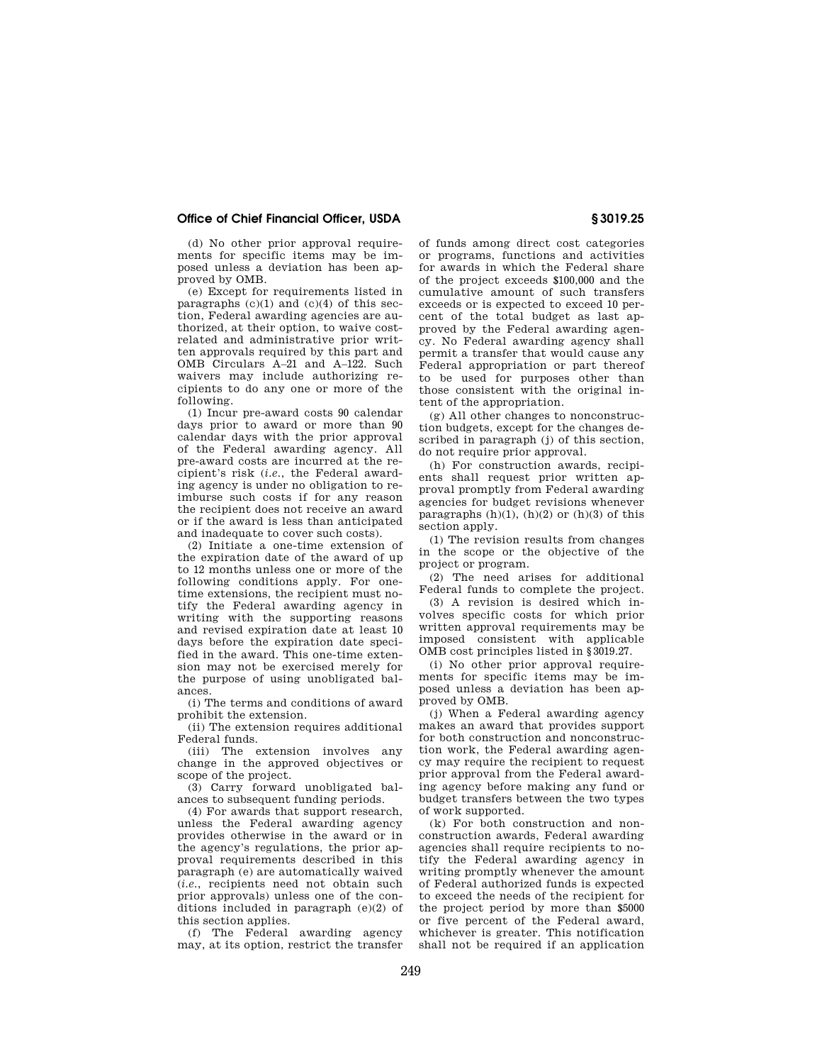(d) No other prior approval requirements for specific items may be imposed unless a deviation has been approved by OMB.

(e) Except for requirements listed in paragraphs (c)(1) and (c)(4) of this section, Federal awarding agencies are authorized, at their option, to waive cost-related and administrative prior written approvals required by this part and OMB Circulars A–21 and A–122. Such waivers may include authorizing recipients to do any one or more of the following.

(1) Incur pre-award costs 90 calendar days prior to award or more than 90 calendar days with the prior approval of the Federal awarding agency. All pre-award costs are incurred at the recipient's risk (*i.e.*, the Federal awarding agency is under no obligation to reimburse such costs if for any reason the recipient does not receive an award or if the award is less than anticipated and inadequate to cover such costs).

(2) Initiate a one-time extension of the expiration date of the award of up to 12 months unless one or more of the following conditions apply. For one-time extensions, the recipient must notify the Federal awarding agency in writing with the supporting reasons and revised expiration date at least 10 days before the expiration date specified in the award. This one-time extension may not be exercised merely for the purpose of using unobligated balances.

(i) The terms and conditions of award prohibit the extension.

(ii) The extension requires additional Federal funds.

(iii) The extension involves any change in the approved objectives or scope of the project.

(3) Carry forward unobligated balances to subsequent funding periods.

(4) For awards that support research, unless the Federal awarding agency provides otherwise in the award or in the agency's regulations, the prior approval requirements described in this paragraph (e) are automatically waived (*i.e.*, recipients need not obtain such prior approvals) unless one of the conditions included in paragraph (e)(2) of this section applies.

(f) The Federal awarding agency may, at its option, restrict the transfer of funds among direct cost categories or programs, functions and activities for awards in which the Federal share of the project exceeds $100,000 and the cumulative amount of such transfers exceeds or is expected to exceed 10 percent of the total budget as last approved by the Federal awarding agency. No Federal awarding agency shall permit a transfer that would cause any Federal appropriation or part thereof to be used for purposes other than those consistent with the original intent of the appropriation.

(g) All other changes to nonconstruction budgets, except for the changes described in paragraph (j) of this section, do not require prior approval.

(h) For construction awards, recipients shall request prior written approval promptly from Federal awarding agencies for budget revisions whenever paragraphs (h)(1), (h)(2) or (h)(3) of this section apply.

(1) The revision results from changes in the scope or the objective of the project or program.

(2) The need arises for additional Federal funds to complete the project.

(3) A revision is desired which involves specific costs for which prior written approval requirements may be imposed consistent with applicable OMB cost principles listed in §3019.27.

(i) No other prior approval requirements for specific items may be imposed unless a deviation has been approved by OMB.

(j) When a Federal awarding agency makes an award that provides support for both construction and nonconstruction work, the Federal awarding agency may require the recipient to request prior approval from the Federal awarding agency before making any fund or budget transfers between the two types of work supported.

(k) For both construction and nonconstruction awards, Federal awarding agencies shall require recipients to notify the Federal awarding agency in writing promptly whenever the amount of Federal authorized funds is expected to exceed the needs of the recipient for the project period by more than $5000 or five percent of the Federal award, whichever is greater. This notification shall not be required if an application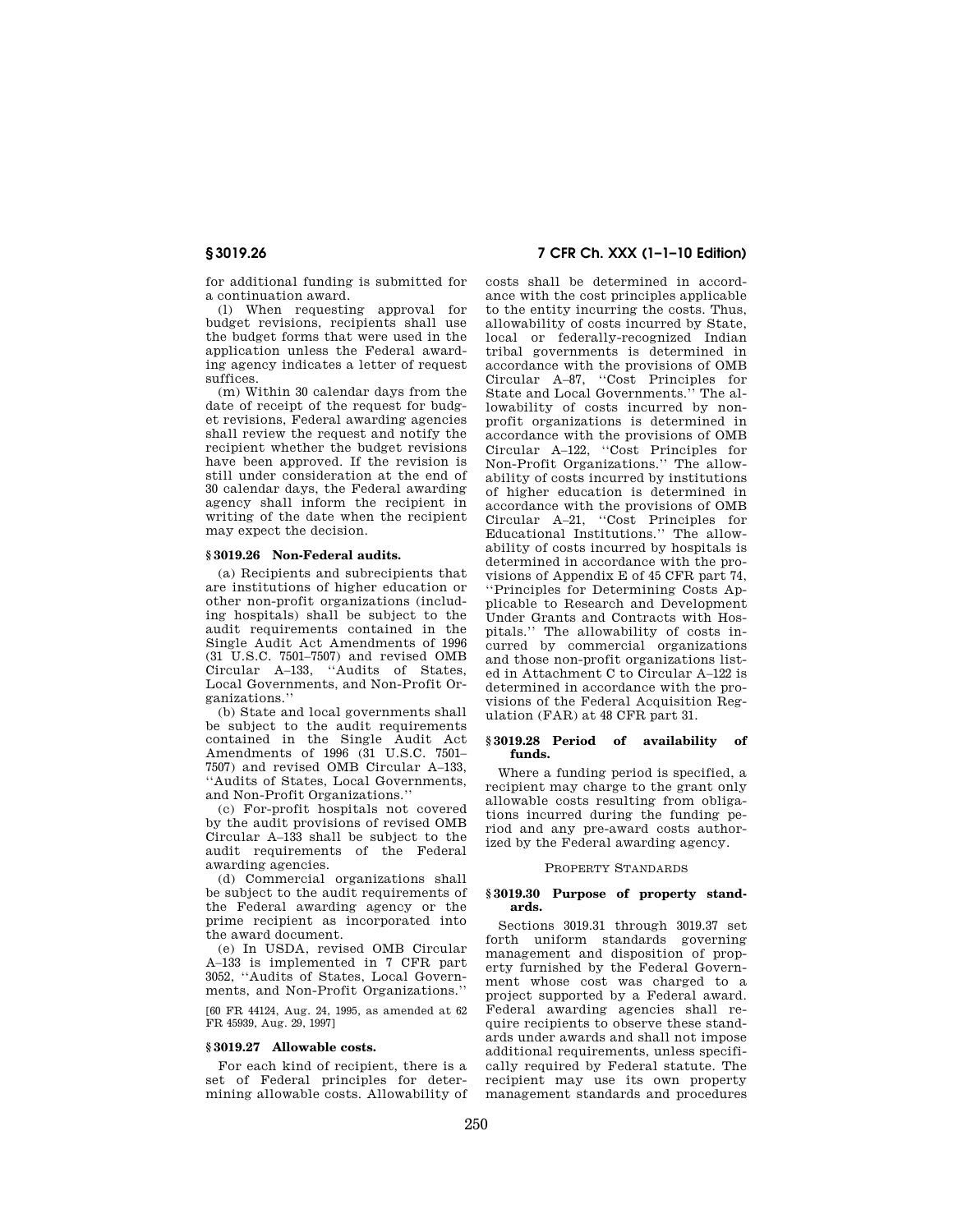for additional funding is submitted for a continuation award.

(l) When requesting approval for budget revisions, recipients shall use the budget forms that were used in the application unless the Federal awarding agency indicates a letter of request suffices.

(m) Within 30 calendar days from the date of receipt of the request for budget revisions, Federal awarding agencies shall review the request and notify the recipient whether the budget revisions have been approved. If the revision is still under consideration at the end of 30 calendar days, the Federal awarding agency shall inform the recipient in writing of the date when the recipient may expect the decision.

### § 3019.26 Non-Federal audits.

(a) Recipients and subrecipients that are institutions of higher education or other non-profit organizations (including hospitals) shall be subject to the audit requirements contained in the Single Audit Act Amendments of 1996 (31 U.S.C. 7501–7507) and revised OMB Circular A–133, ''Audits of States, Local Governments, and Non-Profit Organizations.''

(b) State and local governments shall be subject to the audit requirements contained in the Single Audit Act Amendments of 1996 (31 U.S.C. 7501–7507) and revised OMB Circular A–133, ''Audits of States, Local Governments, and Non-Profit Organizations.''

(c) For-profit hospitals not covered by the audit provisions of revised OMB Circular A–133 shall be subject to the audit requirements of the Federal awarding agencies.

(d) Commercial organizations shall be subject to the audit requirements of the Federal awarding agency or the prime recipient as incorporated into the award document.

(e) In USDA, revised OMB Circular A–133 is implemented in 7 CFR part 3052, ''Audits of States, Local Governments, and Non-Profit Organizations.''

[60 FR 44124, Aug. 24, 1995, as amended at 62 FR 45939, Aug. 29, 1997]

### § 3019.27 Allowable costs.

For each kind of recipient, there is a set of Federal principles for determining allowable costs. Allowability of costs shall be determined in accordance with the cost principles applicable to the entity incurring the costs. Thus, allowability of costs incurred by State, local or federally-recognized Indian tribal governments is determined in accordance with the provisions of OMB Circular A–87, ''Cost Principles for State and Local Governments.'' The allowability of costs incurred by non-profit organizations is determined in accordance with the provisions of OMB Circular A–122, ''Cost Principles for Non-Profit Organizations.'' The allowability of costs incurred by institutions of higher education is determined in accordance with the provisions of OMB Circular A–21, ''Cost Principles for Educational Institutions.'' The allowability of costs incurred by hospitals is determined in accordance with the provisions of Appendix E of 45 CFR part 74, ''Principles for Determining Costs Applicable to Research and Development Under Grants and Contracts with Hospitals.'' The allowability of costs incurred by commercial organizations and those non-profit organizations listed in Attachment C to Circular A–122 is determined in accordance with the provisions of the Federal Acquisition Regulation (FAR) at 48 CFR part 31.

### § 3019.28 Period of availability of funds.

Where a funding period is specified, a recipient may charge to the grant only allowable costs resulting from obligations incurred during the funding period and any pre-award costs authorized by the Federal awarding agency.

## PROPERTY STANDARDS

### § 3019.30 Purpose of property standards.

Sections 3019.31 through 3019.37 set forth uniform standards governing management and disposition of property furnished by the Federal Government whose cost was charged to a project supported by a Federal award. Federal awarding agencies shall require recipients to observe these standards under awards and shall not impose additional requirements, unless specifically required by Federal statute. The recipient may use its own property management standards and procedures